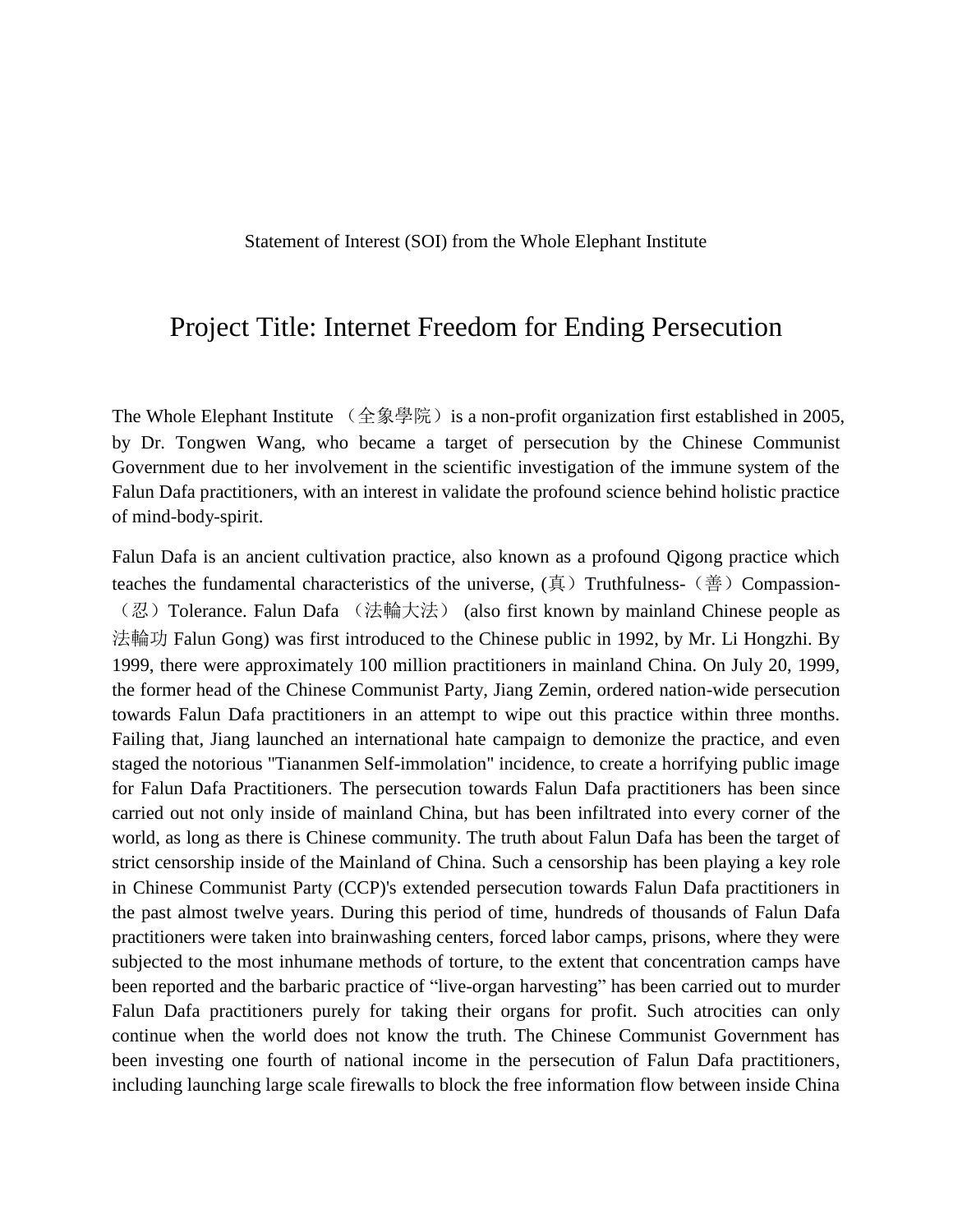Statement of Interest (SOI) from the Whole Elephant Institute

# Project Title: Internet Freedom for Ending Persecution

The Whole Elephant Institute （全象學院）is a non-profit organization first established in 2005, by Dr. Tongwen Wang, who became a target of persecution by the Chinese Communist Government due to her involvement in the scientific investigation of the immune system of the Falun Dafa practitioners, with an interest in validate the profound science behind holistic practice of mind-body-spirit.

Falun Dafa is an ancient cultivation practice, also known as a profound Qigong practice which teaches the fundamental characteristics of the universe, (真）Truthfulness-（善）Compassion-（忍）Tolerance. Falun Dafa （法輪大法） (also first known by mainland Chinese people as 法輪功 Falun Gong) was first introduced to the Chinese public in 1992, by Mr. Li Hongzhi. By 1999, there were approximately 100 million practitioners in mainland China. On July 20, 1999, the former head of the Chinese Communist Party, Jiang Zemin, ordered nation-wide persecution towards Falun Dafa practitioners in an attempt to wipe out this practice within three months. Failing that, Jiang launched an international hate campaign to demonize the practice, and even staged the notorious "Tiananmen Self-immolation" incidence, to create a horrifying public image for Falun Dafa Practitioners. The persecution towards Falun Dafa practitioners has been since carried out not only inside of mainland China, but has been infiltrated into every corner of the world, as long as there is Chinese community. The truth about Falun Dafa has been the target of strict censorship inside of the Mainland of China. Such a censorship has been playing a key role in Chinese Communist Party (CCP)'s extended persecution towards Falun Dafa practitioners in the past almost twelve years. During this period of time, hundreds of thousands of Falun Dafa practitioners were taken into brainwashing centers, forced labor camps, prisons, where they were subjected to the most inhumane methods of torture, to the extent that concentration camps have been reported and the barbaric practice of “live-organ harvesting” has been carried out to murder Falun Dafa practitioners purely for taking their organs for profit. Such atrocities can only continue when the world does not know the truth. The Chinese Communist Government has been investing one fourth of national income in the persecution of Falun Dafa practitioners, including launching large scale firewalls to block the free information flow between inside China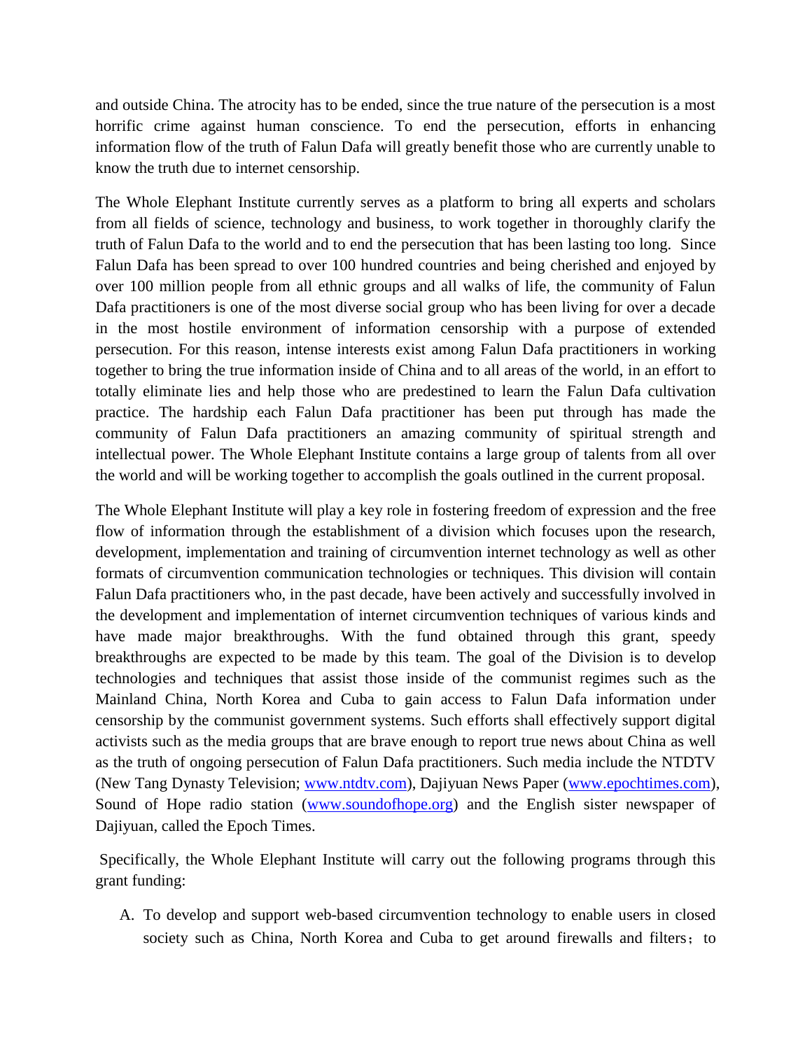and outside China. The atrocity has to be ended, since the true nature of the persecution is a most horrific crime against human conscience. To end the persecution, efforts in enhancing information flow of the truth of Falun Dafa will greatly benefit those who are currently unable to know the truth due to internet censorship.

The Whole Elephant Institute currently serves as a platform to bring all experts and scholars from all fields of science, technology and business, to work together in thoroughly clarify the truth of Falun Dafa to the world and to end the persecution that has been lasting too long. Since Falun Dafa has been spread to over 100 hundred countries and being cherished and enjoyed by over 100 million people from all ethnic groups and all walks of life, the community of Falun Dafa practitioners is one of the most diverse social group who has been living for over a decade in the most hostile environment of information censorship with a purpose of extended persecution. For this reason, intense interests exist among Falun Dafa practitioners in working together to bring the true information inside of China and to all areas of the world, in an effort to totally eliminate lies and help those who are predestined to learn the Falun Dafa cultivation practice. The hardship each Falun Dafa practitioner has been put through has made the community of Falun Dafa practitioners an amazing community of spiritual strength and intellectual power. The Whole Elephant Institute contains a large group of talents from all over the world and will be working together to accomplish the goals outlined in the current proposal.

The Whole Elephant Institute will play a key role in fostering freedom of expression and the free flow of information through the establishment of a division which focuses upon the research, development, implementation and training of circumvention internet technology as well as other formats of circumvention communication technologies or techniques. This division will contain Falun Dafa practitioners who, in the past decade, have been actively and successfully involved in the development and implementation of internet circumvention techniques of various kinds and have made major breakthroughs. With the fund obtained through this grant, speedy breakthroughs are expected to be made by this team. The goal of the Division is to develop technologies and techniques that assist those inside of the communist regimes such as the Mainland China, North Korea and Cuba to gain access to Falun Dafa information under censorship by the communist government systems. Such efforts shall effectively support digital activists such as the media groups that are brave enough to report true news about China as well as the truth of ongoing persecution of Falun Dafa practitioners. Such media include the NTDTV (New Tang Dynasty Television; www.ntdtv.com), Dajiyuan News Paper (www.epochtimes.com), Sound of Hope radio station (www.soundofhope.org) and the English sister newspaper of Dajiyuan, called the Epoch Times.

Specifically, the Whole Elephant Institute will carry out the following programs through this grant funding:

A. To develop and support web-based circumvention technology to enable users in closed society such as China, North Korea and Cuba to get around firewalls and filters；to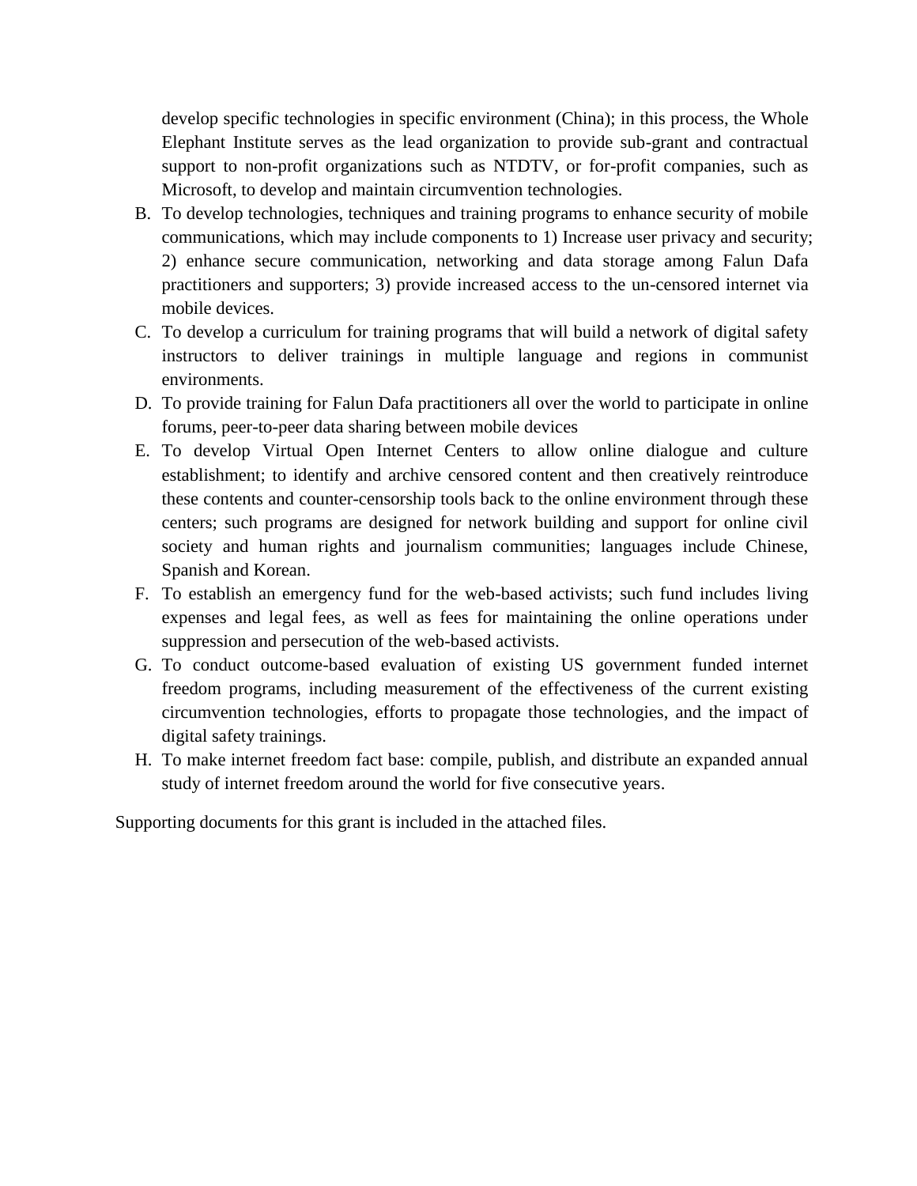develop specific technologies in specific environment (China); in this process, the Whole Elephant Institute serves as the lead organization to provide sub-grant and contractual support to non-profit organizations such as NTDTV, or for-profit companies, such as Microsoft, to develop and maintain circumvention technologies.

B. To develop technologies, techniques and training programs to enhance security of mobile communications, which may include components to 1) Increase user privacy and security; 2) enhance secure communication, networking and data storage among Falun Dafa practitioners and supporters; 3) provide increased access to the un-censored internet via mobile devices.
C. To develop a curriculum for training programs that will build a network of digital safety instructors to deliver trainings in multiple language and regions in communist environments.
D. To provide training for Falun Dafa practitioners all over the world to participate in online forums, peer-to-peer data sharing between mobile devices
E. To develop Virtual Open Internet Centers to allow online dialogue and culture establishment; to identify and archive censored content and then creatively reintroduce these contents and counter-censorship tools back to the online environment through these centers; such programs are designed for network building and support for online civil society and human rights and journalism communities; languages include Chinese, Spanish and Korean.
F. To establish an emergency fund for the web-based activists; such fund includes living expenses and legal fees, as well as fees for maintaining the online operations under suppression and persecution of the web-based activists.
G. To conduct outcome-based evaluation of existing US government funded internet freedom programs, including measurement of the effectiveness of the current existing circumvention technologies, efforts to propagate those technologies, and the impact of digital safety trainings.
H. To make internet freedom fact base: compile, publish, and distribute an expanded annual study of internet freedom around the world for five consecutive years.

Supporting documents for this grant is included in the attached files.